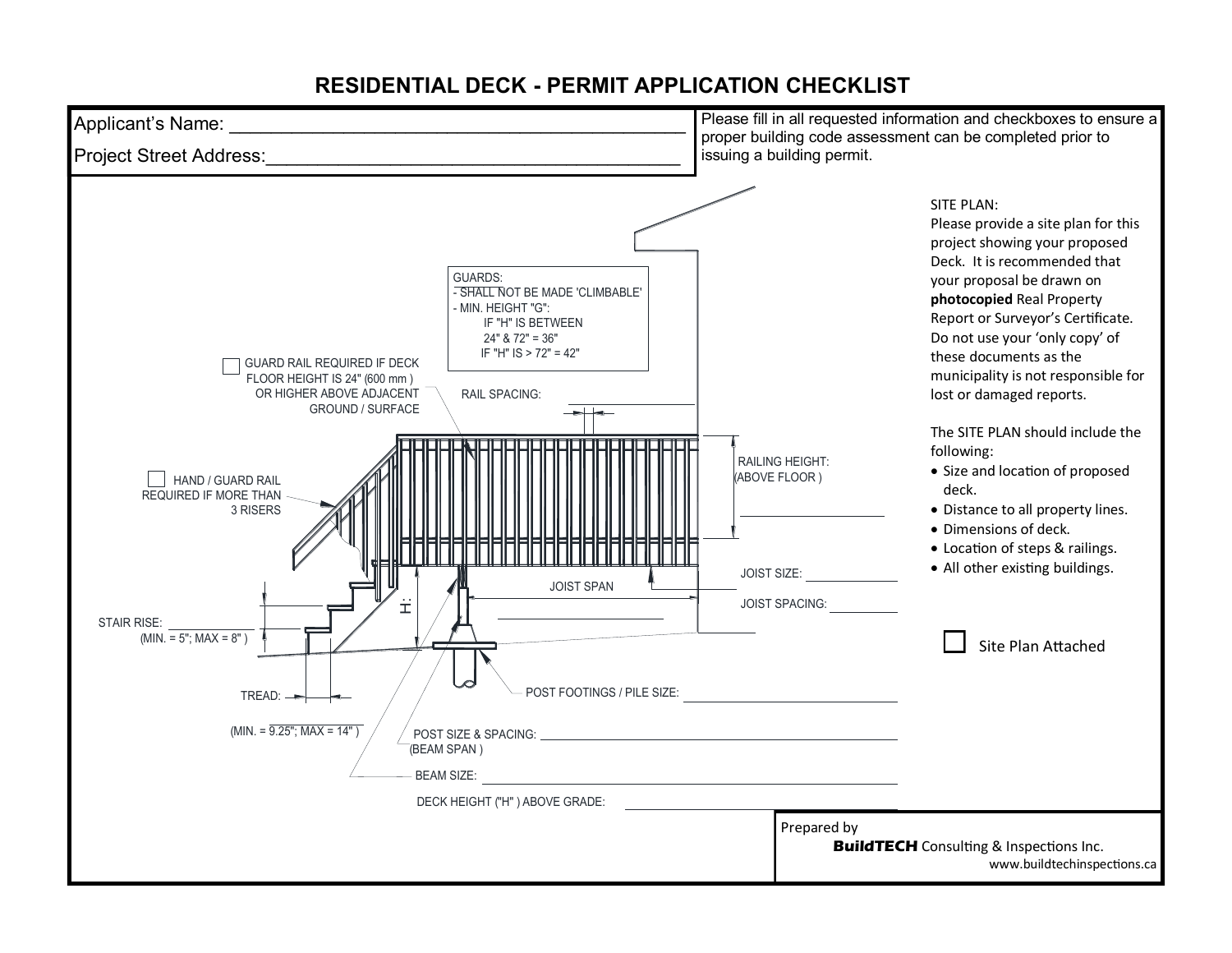# RESIDENTIAL DECK - PERMIT APPLICATION CHECKLIST

Applicant's Name: ___________________________________________

Project Street Address: ______________________________________

Please fill in all requested information and checkboxes to ensure a proper building code assessment can be completed prior to issuing a building permit.

GUARDS:
- SHALL NOT BE MADE 'CLIMBABLE'
- MIN. HEIGHT "G":
  - IF "H" IS BETWEEN 24" & 72" = 36"
  - IF "H" IS > 72" = 42"

☐ GUARD RAIL REQUIRED IF DECK FLOOR HEIGHT IS 24" (600 mm) OR HIGHER ABOVE ADJACENT GROUND / SURFACE

RAIL SPACING: ____________

☐ HAND / GUARD RAIL REQUIRED IF MORE THAN 3 RISERS

RAILING HEIGHT: (ABOVE FLOOR) ____________

H:

JOIST SPAN ____________

JOIST SIZE: ____________

JOIST SPACING: ____________

STAIR RISE: ____________ (MIN. = 5"; MAX = 8")

TREAD: ____________ (MIN. = 9.25"; MAX = 14")

POST FOOTINGS / PILE SIZE: ____________

POST SIZE & SPACING: (BEAM SPAN) ____________

BEAM SIZE: ____________

DECK HEIGHT ("H") ABOVE GRADE: ____________

SITE PLAN:

Please provide a site plan for this project showing your proposed Deck. It is recommended that your proposal be drawn on **photocopied** Real Property Report or Surveyor's Certificate. Do not use your 'only copy' of these documents as the municipality is not responsible for lost or damaged reports.

The SITE PLAN should include the following:

- Size and location of proposed deck.
- Distance to all property lines.
- Dimensions of deck.
- Location of steps & railings.
- All other existing buildings.

☐ Site Plan Attached

Prepared by
**BuildTECH** Consulting & Inspections Inc.
www.buildtechinspections.ca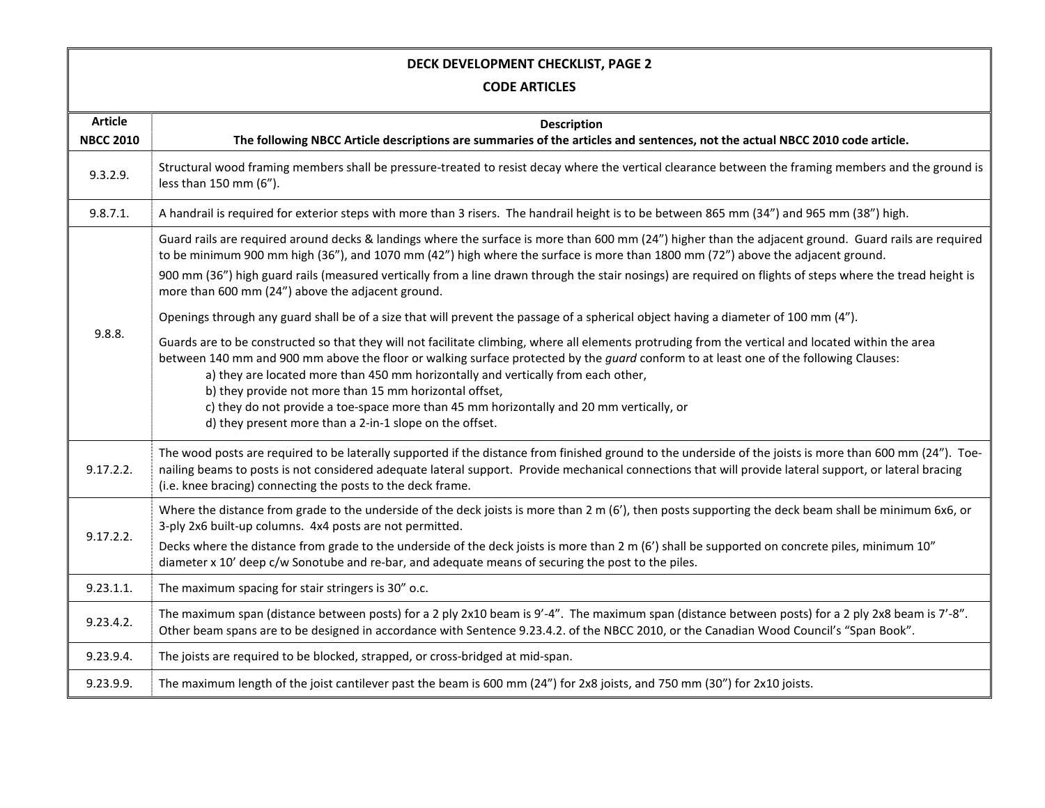## DECK DEVELOPMENT CHECKLIST, PAGE 2

## CODE ARTICLES

| Article NBCC 2010 | Description The following NBCC Article descriptions are summaries of the articles and sentences, not the actual NBCC 2010 code article. |
|---|---|
| 9.3.2.9. | Structural wood framing members shall be pressure-treated to resist decay where the vertical clearance between the framing members and the ground is less than 150 mm (6"). |
| 9.8.7.1. | A handrail is required for exterior steps with more than 3 risers. The handrail height is to be between 865 mm (34") and 965 mm (38") high. |
| 9.8.8. | Guard rails are required around decks & landings where the surface is more than 600 mm (24") higher than the adjacent ground. Guard rails are required to be minimum 900 mm high (36"), and 1070 mm (42") high where the surface is more than 1800 mm (72") above the adjacent ground.<br>900 mm (36") high guard rails (measured vertically from a line drawn through the stair nosings) are required on flights of steps where the tread height is more than 600 mm (24") above the adjacent ground.<br>Openings through any guard shall be of a size that will prevent the passage of a spherical object having a diameter of 100 mm (4").<br>Guards are to be constructed so that they will not facilitate climbing, where all elements protruding from the vertical and located within the area between 140 mm and 900 mm above the floor or walking surface protected by the *guard* conform to at least one of the following Clauses:<br>a) they are located more than 450 mm horizontally and vertically from each other,<br>b) they provide not more than 15 mm horizontal offset,<br>c) they do not provide a toe-space more than 45 mm horizontally and 20 mm vertically, or<br>d) they present more than a 2-in-1 slope on the offset. |
| 9.17.2.2. | The wood posts are required to be laterally supported if the distance from finished ground to the underside of the joists is more than 600 mm (24"). Toe-nailing beams to posts is not considered adequate lateral support. Provide mechanical connections that will provide lateral support, or lateral bracing (i.e. knee bracing) connecting the posts to the deck frame. |
| 9.17.2.2. | Where the distance from grade to the underside of the deck joists is more than 2 m (6'), then posts supporting the deck beam shall be minimum 6x6, or 3-ply 2x6 built-up columns. 4x4 posts are not permitted.<br>Decks where the distance from grade to the underside of the deck joists is more than 2 m (6') shall be supported on concrete piles, minimum 10" diameter x 10' deep c/w Sonotube and re-bar, and adequate means of securing the post to the piles. |
| 9.23.1.1. | The maximum spacing for stair stringers is 30" o.c. |
| 9.23.4.2. | The maximum span (distance between posts) for a 2 ply 2x10 beam is 9'-4". The maximum span (distance between posts) for a 2 ply 2x8 beam is 7'-8". Other beam spans are to be designed in accordance with Sentence 9.23.4.2. of the NBCC 2010, or the Canadian Wood Council's "Span Book". |
| 9.23.9.4. | The joists are required to be blocked, strapped, or cross-bridged at mid-span. |
| 9.23.9.9. | The maximum length of the joist cantilever past the beam is 600 mm (24") for 2x8 joists, and 750 mm (30") for 2x10 joists. |